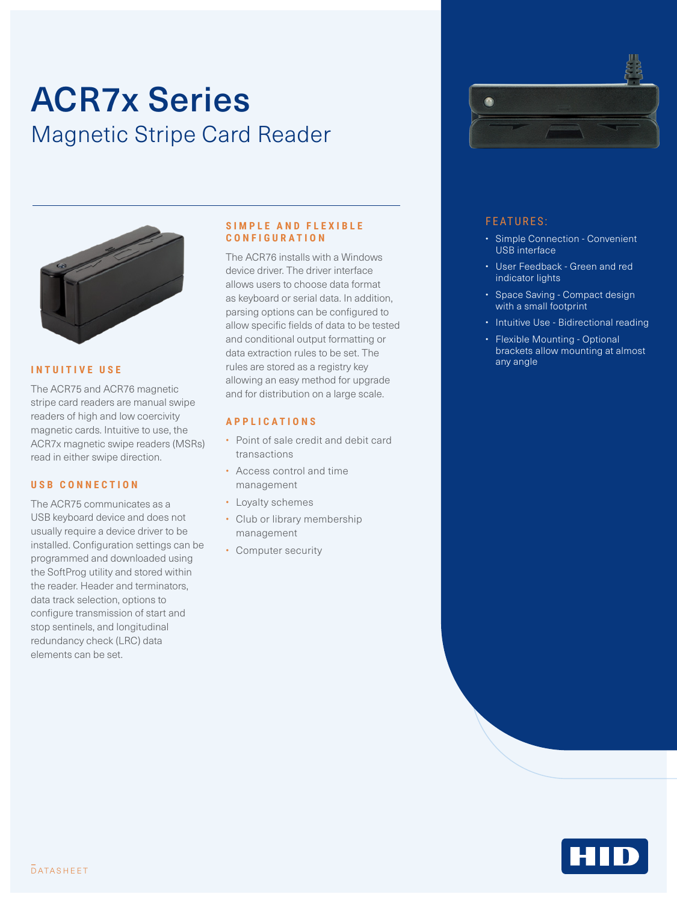# ACR7x Series

## Magnetic Stripe Card Reader

### INTUITIVE USE

The ACR75 and ACR76 magnetic stripe card readers are manual swipe readers of high and low coercivity magnetic cards. Intuitive to use, the ACR7x magnetic swipe readers (MSRs) read in either swipe direction.

### USB CONNECTION

The ACR75 communicates as a USB keyboard device and does not usually require a device driver to be installed. Configuration settings can be programmed and downloaded using the SoftProg utility and stored within the reader. Header and terminators, data track selection, options to configure transmission of start and stop sentinels, and longitudinal redundancy check (LRC) data elements can be set.

### SIMPLE AND FLEXIBLE CONFIGURATION

The ACR76 installs with a Windows device driver. The driver interface allows users to choose data format as keyboard or serial data. In addition, parsing options can be configured to allow specific fields of data to be tested and conditional output formatting or data extraction rules to be set. The rules are stored as a registry key allowing an easy method for upgrade and for distribution on a large scale.

### APPLICATIONS

- Point of sale credit and debit card transactions
- Access control and time management
- Loyalty schemes
- Club or library membership management
- Computer security

### FEATURES:

- Simple Connection - Convenient USB interface
- User Feedback - Green and red indicator lights
- Space Saving - Compact design with a small footprint
- Intuitive Use - Bidirectional reading
- Flexible Mounting - Optional brackets allow mounting at almost any angle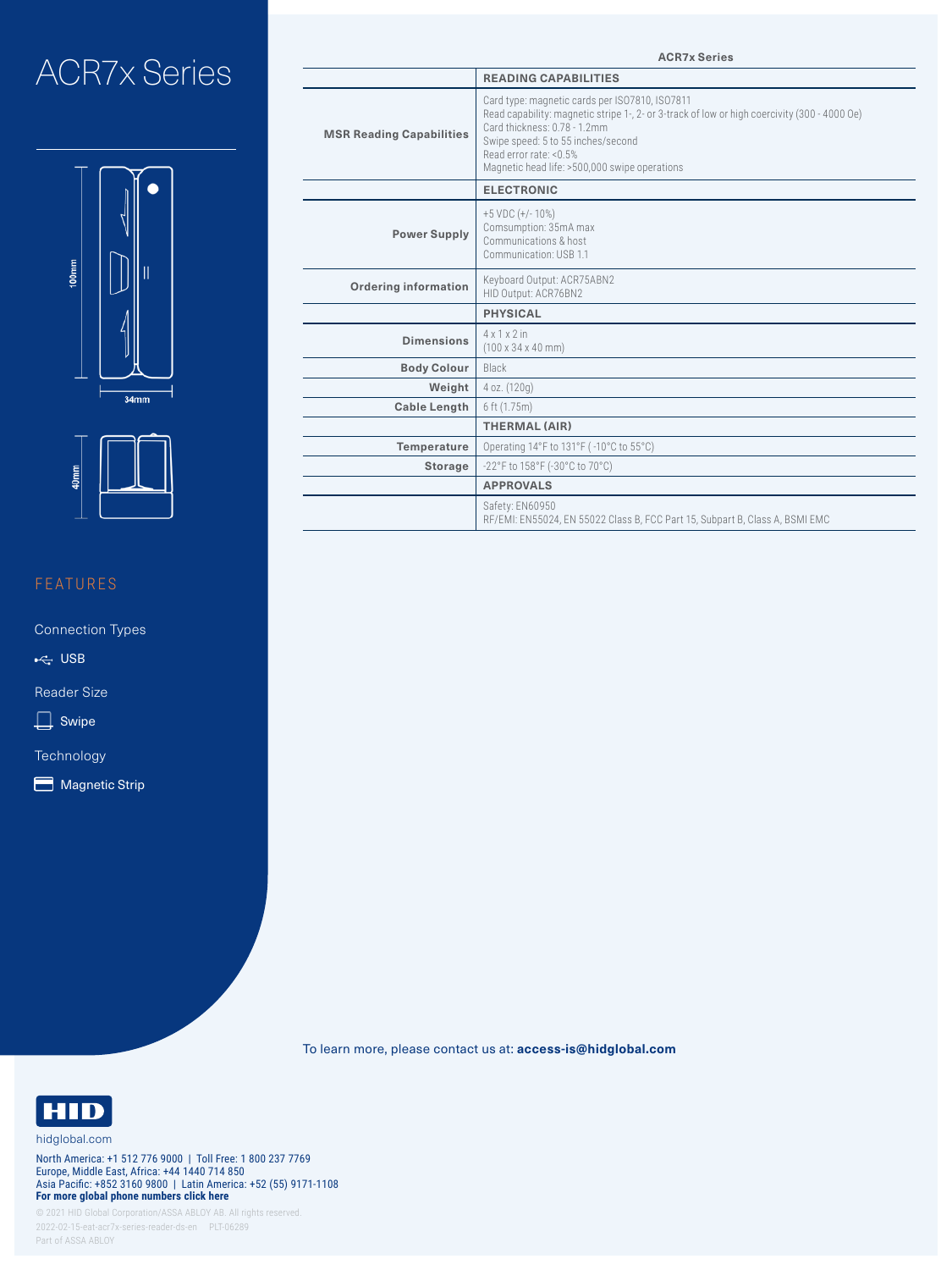# ACR7x Series

100mm

34mm

40mm

## FEATURES

Connection Types

USB

Reader Size

Swipe

Technology

Magnetic Strip

| | ACR7x Series |
|---|---|
| | **READING CAPABILITIES** |
| **MSR Reading Capabilities** | Card type: magnetic cards per ISO7810, ISO7811<br>Read capability: magnetic stripe 1-, 2- or 3-track of low or high coercivity (300 - 4000 Oe)<br>Card thickness: 0.78 - 1.2mm<br>Swipe speed: 5 to 55 inches/second<br>Read error rate: <0.5%<br>Magnetic head life: >500,000 swipe operations |
| | **ELECTRONIC** |
| **Power Supply** | +5 VDC (+/- 10%)<br>Comsumption: 35mA max<br>Communications & host<br>Communication: USB 1.1 |
| **Ordering information** | Keyboard Output: ACR75ABN2<br>HID Output: ACR76BN2 |
| | **PHYSICAL** |
| **Dimensions** | 4 x 1 x 2 in<br>(100 x 34 x 40 mm) |
| **Body Colour** | Black |
| **Weight** | 4 oz. (120g) |
| **Cable Length** | 6 ft (1.75m) |
| | **THERMAL (AIR)** |
| **Temperature** | Operating 14°F to 131°F ( -10°C to 55°C) |
| **Storage** | -22°F to 158°F (-30°C to 70°C) |
| | **APPROVALS** |
| | Safety: EN60950<br>RF/EMI: EN55024, EN 55022 Class B, FCC Part 15, Subpart B, Class A, BSMI EMC |

To learn more, please contact us at: **access-is@hidglobal.com**

**HID**

hidglobal.com

North America: +1 512 776 9000 | Toll Free: 1 800 237 7769
Europe, Middle East, Africa: +44 1440 714 850
Asia Pacific: +852 3160 9800 | Latin America: +52 (55) 9171-1108
**For more global phone numbers click here**

© 2021 HID Global Corporation/ASSA ABLOY AB. All rights reserved.
2022-02-15-eat-acr7x-series-reader-ds-en PLT-06289
Part of ASSA ABLOY